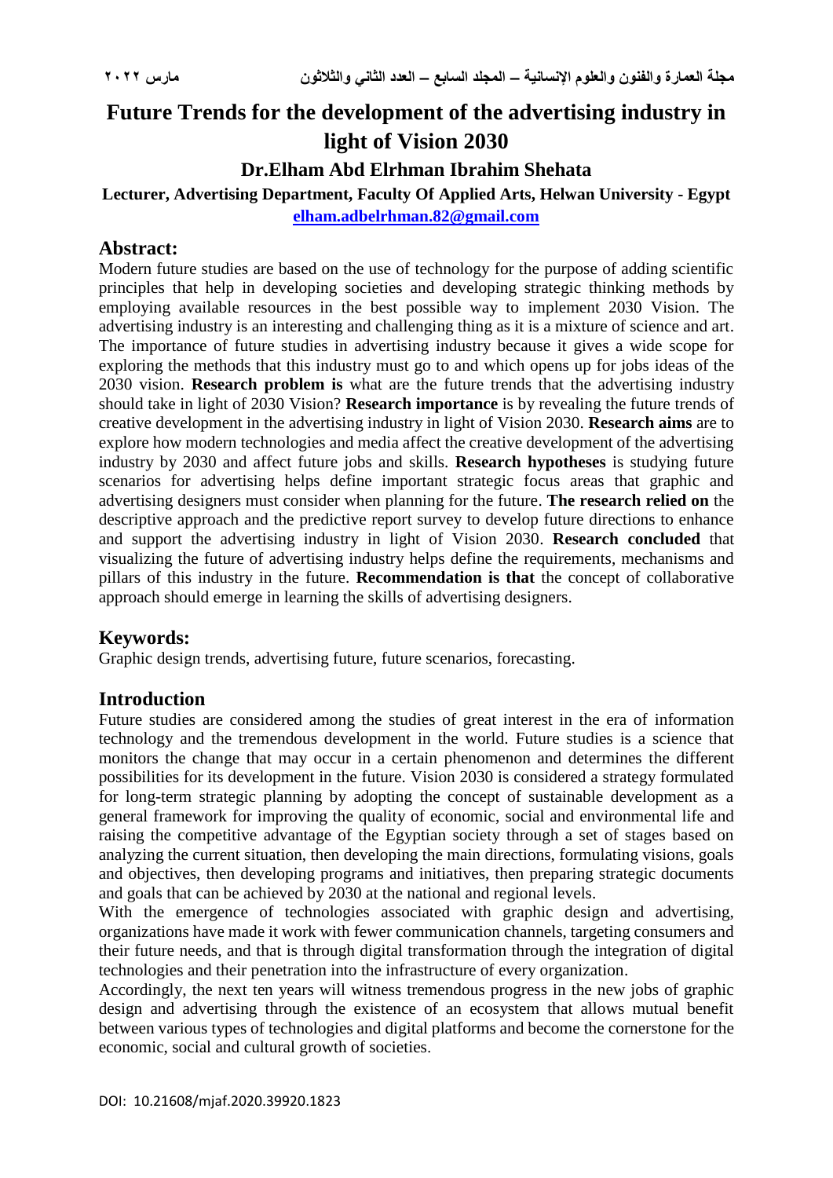# Future Trends for the development of the advertising industry in light of Vision 2030

## Dr.Elham Abd Elrhman Ibrahim Shehata

**Lecturer, Advertising Department, Faculty Of Applied Arts, Helwan University - Egypt**

**elham.adbelrhman.82@gmail.com**

## Abstract:

Modern future studies are based on the use of technology for the purpose of adding scientific principles that help in developing societies and developing strategic thinking methods by employing available resources in the best possible way to implement 2030 Vision. The advertising industry is an interesting and challenging thing as it is a mixture of science and art. The importance of future studies in advertising industry because it gives a wide scope for exploring the methods that this industry must go to and which opens up for jobs ideas of the 2030 vision. **Research problem is** what are the future trends that the advertising industry should take in light of 2030 Vision? **Research importance** is by revealing the future trends of creative development in the advertising industry in light of Vision 2030. **Research aims** are to explore how modern technologies and media affect the creative development of the advertising industry by 2030 and affect future jobs and skills. **Research hypotheses** is studying future scenarios for advertising helps define important strategic focus areas that graphic and advertising designers must consider when planning for the future. **The research relied on** the descriptive approach and the predictive report survey to develop future directions to enhance and support the advertising industry in light of Vision 2030. **Research concluded** that visualizing the future of advertising industry helps define the requirements, mechanisms and pillars of this industry in the future. **Recommendation is that** the concept of collaborative approach should emerge in learning the skills of advertising designers.

## Keywords:

Graphic design trends, advertising future, future scenarios, forecasting.

## Introduction

Future studies are considered among the studies of great interest in the era of information technology and the tremendous development in the world. Future studies is a science that monitors the change that may occur in a certain phenomenon and determines the different possibilities for its development in the future. Vision 2030 is considered a strategy formulated for long-term strategic planning by adopting the concept of sustainable development as a general framework for improving the quality of economic, social and environmental life and raising the competitive advantage of the Egyptian society through a set of stages based on analyzing the current situation, then developing the main directions, formulating visions, goals and objectives, then developing programs and initiatives, then preparing strategic documents and goals that can be achieved by 2030 at the national and regional levels.

With the emergence of technologies associated with graphic design and advertising, organizations have made it work with fewer communication channels, targeting consumers and their future needs, and that is through digital transformation through the integration of digital technologies and their penetration into the infrastructure of every organization.

Accordingly, the next ten years will witness tremendous progress in the new jobs of graphic design and advertising through the existence of an ecosystem that allows mutual benefit between various types of technologies and digital platforms and become the cornerstone for the economic, social and cultural growth of societies.

DOI: 10.21608/mjaf.2020.39920.1823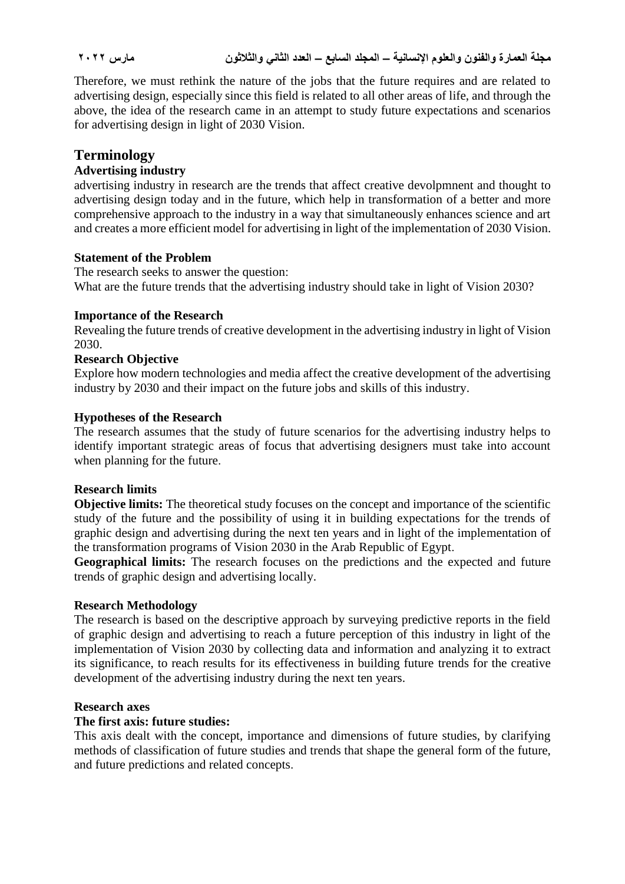Therefore, we must rethink the nature of the jobs that the future requires and are related to advertising design, especially since this field is related to all other areas of life, and through the above, the idea of the research came in an attempt to study future expectations and scenarios for advertising design in light of 2030 Vision.

## Terminology

### Advertising industry

advertising industry in research are the trends that affect creative devolpmnent and thought to advertising design today and in the future, which help in transformation of a better and more comprehensive approach to the industry in a way that simultaneously enhances science and art and creates a more efficient model for advertising in light of the implementation of 2030 Vision.

### Statement of the Problem

The research seeks to answer the question:
What are the future trends that the advertising industry should take in light of Vision 2030?

### Importance of the Research

Revealing the future trends of creative development in the advertising industry in light of Vision 2030.

### Research Objective

Explore how modern technologies and media affect the creative development of the advertising industry by 2030 and their impact on the future jobs and skills of this industry.

### Hypotheses of the Research

The research assumes that the study of future scenarios for the advertising industry helps to identify important strategic areas of focus that advertising designers must take into account when planning for the future.

### Research limits

**Objective limits:** The theoretical study focuses on the concept and importance of the scientific study of the future and the possibility of using it in building expectations for the trends of graphic design and advertising during the next ten years and in light of the implementation of the transformation programs of Vision 2030 in the Arab Republic of Egypt.

**Geographical limits:** The research focuses on the predictions and the expected and future trends of graphic design and advertising locally.

### Research Methodology

The research is based on the descriptive approach by surveying predictive reports in the field of graphic design and advertising to reach a future perception of this industry in light of the implementation of Vision 2030 by collecting data and information and analyzing it to extract its significance, to reach results for its effectiveness in building future trends for the creative development of the advertising industry during the next ten years.

### Research axes

**The first axis: future studies:**

This axis dealt with the concept, importance and dimensions of future studies, by clarifying methods of classification of future studies and trends that shape the general form of the future, and future predictions and related concepts.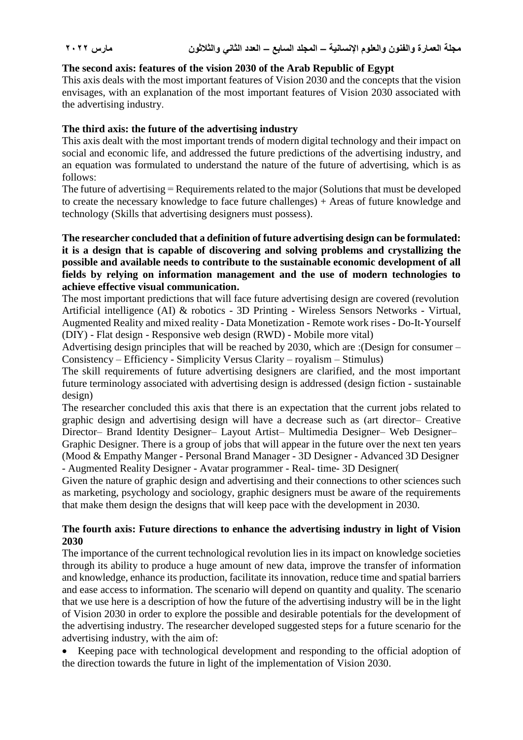**The second axis: features of the vision 2030 of the Arab Republic of Egypt**

This axis deals with the most important features of Vision 2030 and the concepts that the vision envisages, with an explanation of the most important features of Vision 2030 associated with the advertising industry.

**The third axis: the future of the advertising industry**

This axis dealt with the most important trends of modern digital technology and their impact on social and economic life, and addressed the future predictions of the advertising industry, and an equation was formulated to understand the nature of the future of advertising, which is as follows:

The future of advertising = Requirements related to the major (Solutions that must be developed to create the necessary knowledge to face future challenges) + Areas of future knowledge and technology (Skills that advertising designers must possess).

**The researcher concluded that a definition of future advertising design can be formulated: it is a design that is capable of discovering and solving problems and crystallizing the possible and available needs to contribute to the sustainable economic development of all fields by relying on information management and the use of modern technologies to achieve effective visual communication.**

The most important predictions that will face future advertising design are covered (revolution Artificial intelligence (AI) & robotics - 3D Printing - Wireless Sensors Networks - Virtual, Augmented Reality and mixed reality - Data Monetization - Remote work rises - Do-It-Yourself (DIY) - Flat design - Responsive web design (RWD) - Mobile more vital)

Advertising design principles that will be reached by 2030, which are :(Design for consumer – Consistency – Efficiency - Simplicity Versus Clarity – royalism – Stimulus)

The skill requirements of future advertising designers are clarified, and the most important future terminology associated with advertising design is addressed (design fiction - sustainable design)

The researcher concluded this axis that there is an expectation that the current jobs related to graphic design and advertising design will have a decrease such as (art director– Creative Director– Brand Identity Designer– Layout Artist– Multimedia Designer– Web Designer– Graphic Designer. There is a group of jobs that will appear in the future over the next ten years (Mood & Empathy Manger - Personal Brand Manager - 3D Designer - Advanced 3D Designer - Augmented Reality Designer - Avatar programmer - Real- time- 3D Designer(

Given the nature of graphic design and advertising and their connections to other sciences such as marketing, psychology and sociology, graphic designers must be aware of the requirements that make them design the designs that will keep pace with the development in 2030.

**The fourth axis: Future directions to enhance the advertising industry in light of Vision 2030**

The importance of the current technological revolution lies in its impact on knowledge societies through its ability to produce a huge amount of new data, improve the transfer of information and knowledge, enhance its production, facilitate its innovation, reduce time and spatial barriers and ease access to information. The scenario will depend on quantity and quality. The scenario that we use here is a description of how the future of the advertising industry will be in the light of Vision 2030 in order to explore the possible and desirable potentials for the development of the advertising industry. The researcher developed suggested steps for a future scenario for the advertising industry, with the aim of:

- Keeping pace with technological development and responding to the official adoption of the direction towards the future in light of the implementation of Vision 2030.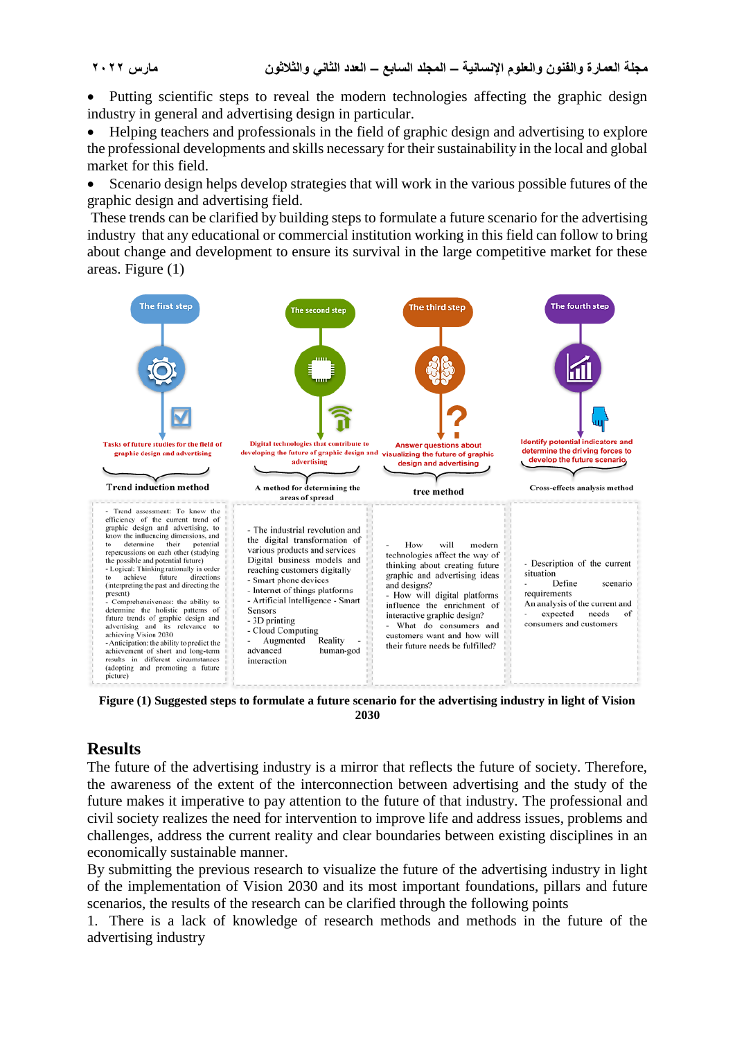- Putting scientific steps to reveal the modern technologies affecting the graphic design industry in general and advertising design in particular.
- Helping teachers and professionals in the field of graphic design and advertising to explore the professional developments and skills necessary for their sustainability in the local and global market for this field.
- Scenario design helps develop strategies that will work in the various possible futures of the graphic design and advertising field.

These trends can be clarified by building steps to formulate a future scenario for the advertising industry that any educational or commercial institution working in this field can follow to bring about change and development to ensure its survival in the large competitive market for these areas. Figure (1)

| The first step | The second step | The third step | The fourth step |
|---|---|---|---|
| Tasks of future studies for the field of graphic design and advertising | Digital technologies that contribute to developing the future of graphic design and advertising | Answer questions about visualizing the future of graphic design and advertising | Identify potential indicators and determine the driving forces to develop the future scenario |
| Trend induction method | A method for determining the areas of spread | tree method | Cross-effects analysis method |
| - Trend assessment: To know the efficiency of the current trend of graphic design and advertising, to know the influencing dimensions, and to determine their potential repercussions on each other (studying the possible and potential future)<br>- Logical: Thinking rationally in order to achieve future directions (interpreting the past and directing the present)<br>- Comprehensiveness: the ability to determine the holistic patterns of future trends of graphic design and advertising and its relevance to achieving Vision 2030<br>- Anticipation: the ability to predict the achievement of short and long-term results in different circumstances (adopting and promoting a future picture) | - The industrial revolution and the digital transformation of various products and services Digital business models and reaching customers digitally<br>- Smart phone devices<br>- Internet of things platforms<br>- Artificial Intelligence - Smart Sensors<br>- 3D printing<br>- Cloud Computing<br>- Augmented Reality - advanced human-god interaction | - How will modern technologies affect the way of thinking about creating future graphic and advertising ideas and designs?<br>- How will digital platforms influence the enrichment of interactive graphic design?<br>- What do consumers and customers want and how will their future needs be fulfilled? | - Description of the current situation<br>- Define scenario requirements<br>An analysis of the current and<br>- expected needs of consumers and customers |

**Figure (1) Suggested steps to formulate a future scenario for the advertising industry in light of Vision 2030**

## Results

The future of the advertising industry is a mirror that reflects the future of society. Therefore, the awareness of the extent of the interconnection between advertising and the study of the future makes it imperative to pay attention to the future of that industry. The professional and civil society realizes the need for intervention to improve life and address issues, problems and challenges, address the current reality and clear boundaries between existing disciplines in an economically sustainable manner.

By submitting the previous research to visualize the future of the advertising industry in light of the implementation of Vision 2030 and its most important foundations, pillars and future scenarios, the results of the research can be clarified through the following points

1. There is a lack of knowledge of research methods and methods in the future of the advertising industry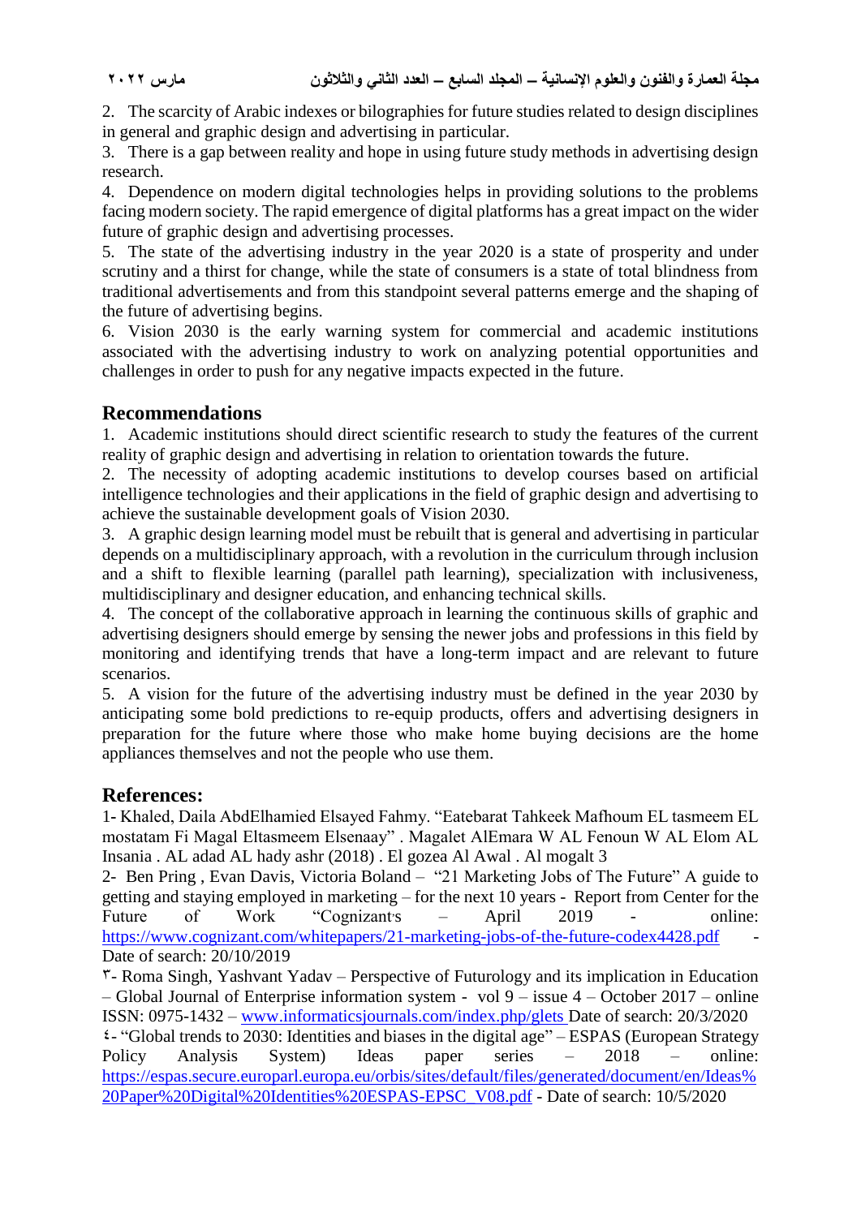2. The scarcity of Arabic indexes or bilographies for future studies related to design disciplines in general and graphic design and advertising in particular.
3. There is a gap between reality and hope in using future study methods in advertising design research.
4. Dependence on modern digital technologies helps in providing solutions to the problems facing modern society. The rapid emergence of digital platforms has a great impact on the wider future of graphic design and advertising processes.
5. The state of the advertising industry in the year 2020 is a state of prosperity and under scrutiny and a thirst for change, while the state of consumers is a state of total blindness from traditional advertisements and from this standpoint several patterns emerge and the shaping of the future of advertising begins.
6. Vision 2030 is the early warning system for commercial and academic institutions associated with the advertising industry to work on analyzing potential opportunities and challenges in order to push for any negative impacts expected in the future.

## Recommendations

1. Academic institutions should direct scientific research to study the features of the current reality of graphic design and advertising in relation to orientation towards the future.
2. The necessity of adopting academic institutions to develop courses based on artificial intelligence technologies and their applications in the field of graphic design and advertising to achieve the sustainable development goals of Vision 2030.
3. A graphic design learning model must be rebuilt that is general and advertising in particular depends on a multidisciplinary approach, with a revolution in the curriculum through inclusion and a shift to flexible learning (parallel path learning), specialization with inclusiveness, multidisciplinary and designer education, and enhancing technical skills.
4. The concept of the collaborative approach in learning the continuous skills of graphic and advertising designers should emerge by sensing the newer jobs and professions in this field by monitoring and identifying trends that have a long-term impact and are relevant to future scenarios.
5. A vision for the future of the advertising industry must be defined in the year 2030 by anticipating some bold predictions to re-equip products, offers and advertising designers in preparation for the future where those who make home buying decisions are the home appliances themselves and not the people who use them.

## References:

1- Khaled, Daila AbdElhamied Elsayed Fahmy. "Eatebarat Tahkeek Mafhoum EL tasmeem EL mostatam Fi Magal Eltasmeem Elsenaay" . Magalet AlEmara W AL Fenoun W AL Elom AL Insania . AL adad AL hady ashr (2018) . El gozea Al Awal . Al mogalt 3

2- Ben Pring , Evan Davis, Victoria Boland – "21 Marketing Jobs of The Future" A guide to getting and staying employed in marketing – for the next 10 years - Report from Center for the Future of Work "Cognizant's – April 2019 - online: https://www.cognizant.com/whitepapers/21-marketing-jobs-of-the-future-codex4428.pdf - Date of search: 20/10/2019

٣- Roma Singh, Yashvant Yadav – Perspective of Futurology and its implication in Education – Global Journal of Enterprise information system - vol 9 – issue 4 – October 2017 – online ISSN: 0975-1432 – www.informaticsjournals.com/index.php/glets Date of search: 20/3/2020

٤- "Global trends to 2030: Identities and biases in the digital age" – ESPAS (European Strategy Policy Analysis System) Ideas paper series – 2018 – online: https://espas.secure.europarl.europa.eu/orbis/sites/default/files/generated/document/en/Ideas%20Paper%20Digital%20Identities%20ESPAS-EPSC_V08.pdf - Date of search: 10/5/2020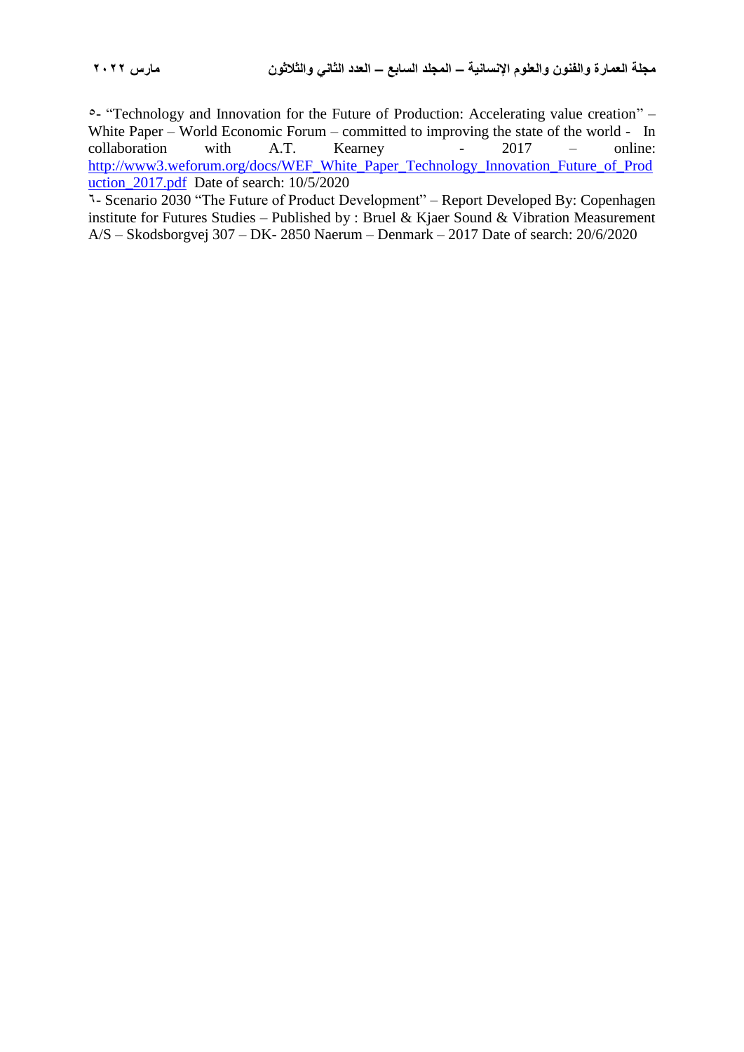٥- "Technology and Innovation for the Future of Production: Accelerating value creation" – White Paper – World Economic Forum – committed to improving the state of the world - In collaboration with A.T. Kearney - 2017 – online: http://www3.weforum.org/docs/WEF_White_Paper_Technology_Innovation_Future_of_Production_2017.pdf Date of search: 10/5/2020

٦- Scenario 2030 "The Future of Product Development" – Report Developed By: Copenhagen institute for Futures Studies – Published by : Bruel & Kjaer Sound & Vibration Measurement A/S – Skodsborgvej 307 – DK- 2850 Naerum – Denmark – 2017 Date of search: 20/6/2020